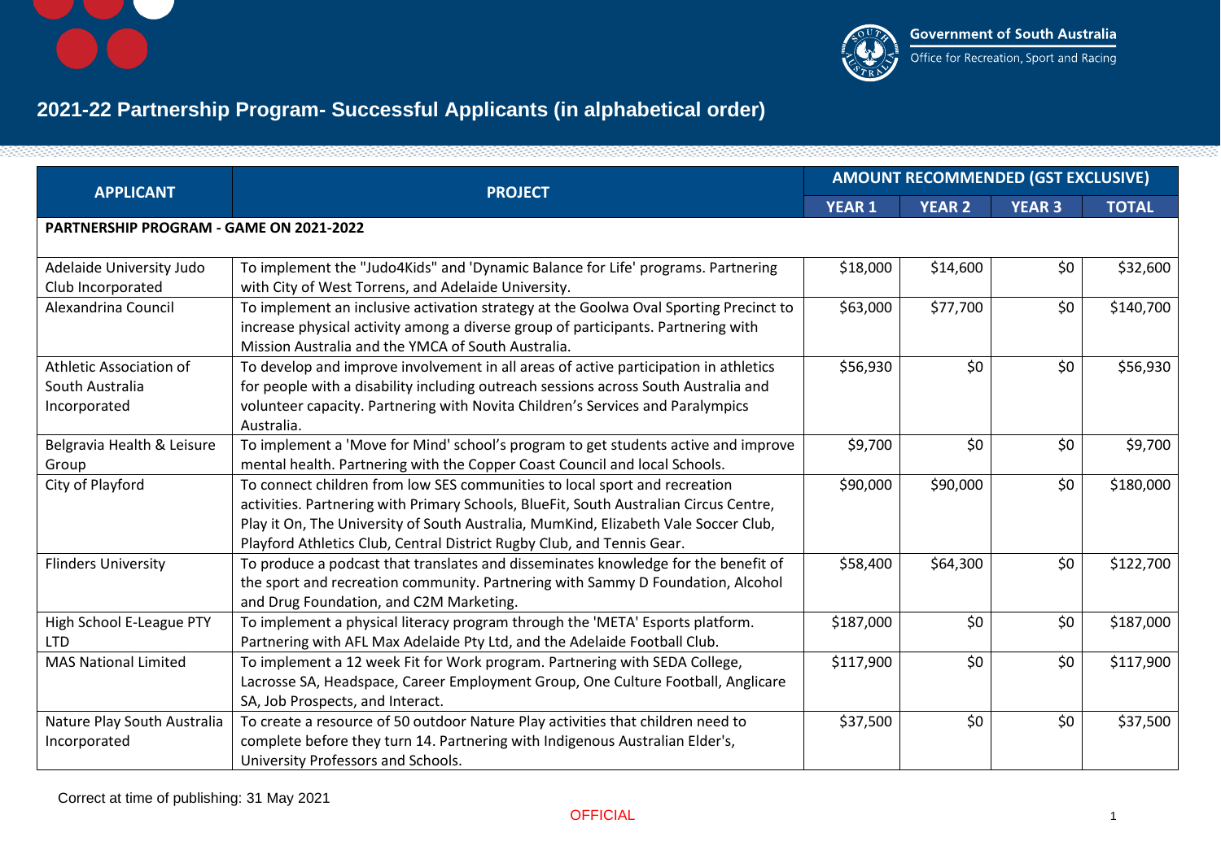Government of South Australia
Office for Recreation, Sport and Racing

# 2021-22 Partnership Program- Successful Applicants (in alphabetical order)

| APPLICANT | PROJECT | AMOUNT RECOMMENDED (GST EXCLUSIVE) | | | |
|---|---|---|---|---|---|
| | | YEAR 1 | YEAR 2 | YEAR 3 | TOTAL |
| **PARTNERSHIP PROGRAM - GAME ON 2021-2022** | | | | | |
| Adelaide University Judo Club Incorporated | To implement the "Judo4Kids" and 'Dynamic Balance for Life' programs. Partnering with City of West Torrens, and Adelaide University. | $18,000 | $14,600 | $0 | $32,600 |
| Alexandrina Council | To implement an inclusive activation strategy at the Goolwa Oval Sporting Precinct to increase physical activity among a diverse group of participants. Partnering with Mission Australia and the YMCA of South Australia. | $63,000 | $77,700 | $0 | $140,700 |
| Athletic Association of South Australia Incorporated | To develop and improve involvement in all areas of active participation in athletics for people with a disability including outreach sessions across South Australia and volunteer capacity. Partnering with Novita Children's Services and Paralympics Australia. | $56,930 | $0 | $0 | $56,930 |
| Belgravia Health & Leisure Group | To implement a 'Move for Mind' school's program to get students active and improve mental health. Partnering with the Copper Coast Council and local Schools. | $9,700 | $0 | $0 | $9,700 |
| City of Playford | To connect children from low SES communities to local sport and recreation activities. Partnering with Primary Schools, BlueFit, South Australian Circus Centre, Play it On, The University of South Australia, MumKind, Elizabeth Vale Soccer Club, Playford Athletics Club, Central District Rugby Club, and Tennis Gear. | $90,000 | $90,000 | $0 | $180,000 |
| Flinders University | To produce a podcast that translates and disseminates knowledge for the benefit of the sport and recreation community. Partnering with Sammy D Foundation, Alcohol and Drug Foundation, and C2M Marketing. | $58,400 | $64,300 | $0 | $122,700 |
| High School E-League PTY LTD | To implement a physical literacy program through the 'META' Esports platform. Partnering with AFL Max Adelaide Pty Ltd, and the Adelaide Football Club. | $187,000 | $0 | $0 | $187,000 |
| MAS National Limited | To implement a 12 week Fit for Work program. Partnering with SEDA College, Lacrosse SA, Headspace, Career Employment Group, One Culture Football, Anglicare SA, Job Prospects, and Interact. | $117,900 | $0 | $0 | $117,900 |
| Nature Play South Australia Incorporated | To create a resource of 50 outdoor Nature Play activities that children need to complete before they turn 14. Partnering with Indigenous Australian Elder's, University Professors and Schools. | $37,500 | $0 | $0 | $37,500 |

Correct at time of publishing: 31 May 2021

OFFICIAL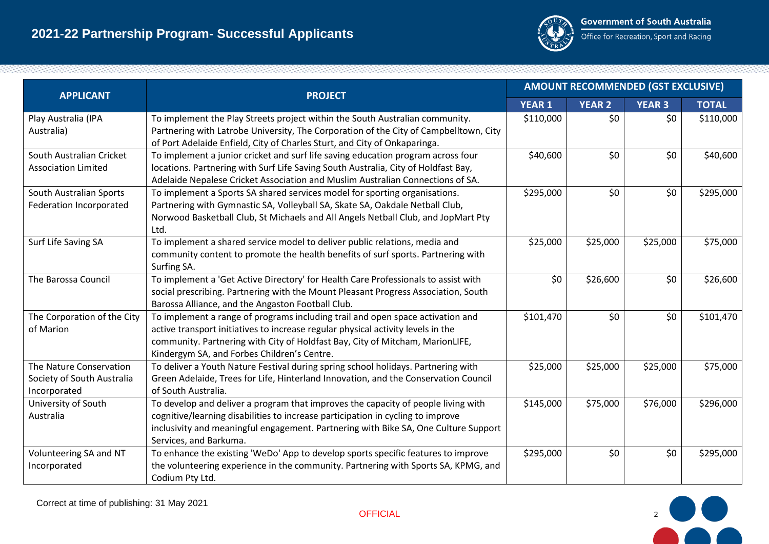# 2021-22 Partnership Program- Successful Applicants

Government of South Australia
Office for Recreation, Sport and Racing

| APPLICANT | PROJECT | AMOUNT RECOMMENDED (GST EXCLUSIVE) | | | |
|---|---|---|---|---|---|
| | | YEAR 1 | YEAR 2 | YEAR 3 | TOTAL |
| Play Australia (IPA Australia) | To implement the Play Streets project within the South Australian community. Partnering with Latrobe University, The Corporation of the City of Campbelltown, City of Port Adelaide Enfield, City of Charles Sturt, and City of Onkaparinga. | $110,000 | $0 | $0 | $110,000 |
| South Australian Cricket Association Limited | To implement a junior cricket and surf life saving education program across four locations. Partnering with Surf Life Saving South Australia, City of Holdfast Bay, Adelaide Nepalese Cricket Association and Muslim Australian Connections of SA. | $40,600 | $0 | $0 | $40,600 |
| South Australian Sports Federation Incorporated | To implement a Sports SA shared services model for sporting organisations. Partnering with Gymnastic SA, Volleyball SA, Skate SA, Oakdale Netball Club, Norwood Basketball Club, St Michaels and All Angels Netball Club, and JopMart Pty Ltd. | $295,000 | $0 | $0 | $295,000 |
| Surf Life Saving SA | To implement a shared service model to deliver public relations, media and community content to promote the health benefits of surf sports. Partnering with Surfing SA. | $25,000 | $25,000 | $25,000 | $75,000 |
| The Barossa Council | To implement a 'Get Active Directory' for Health Care Professionals to assist with social prescribing. Partnering with the Mount Pleasant Progress Association, South Barossa Alliance, and the Angaston Football Club. | $0 | $26,600 | $0 | $26,600 |
| The Corporation of the City of Marion | To implement a range of programs including trail and open space activation and active transport initiatives to increase regular physical activity levels in the community. Partnering with City of Holdfast Bay, City of Mitcham, MarionLIFE, Kindergym SA, and Forbes Children's Centre. | $101,470 | $0 | $0 | $101,470 |
| The Nature Conservation Society of South Australia Incorporated | To deliver a Youth Nature Festival during spring school holidays. Partnering with Green Adelaide, Trees for Life, Hinterland Innovation, and the Conservation Council of South Australia. | $25,000 | $25,000 | $25,000 | $75,000 |
| University of South Australia | To develop and deliver a program that improves the capacity of people living with cognitive/learning disabilities to increase participation in cycling to improve inclusivity and meaningful engagement. Partnering with Bike SA, One Culture Support Services, and Barkuma. | $145,000 | $75,000 | $76,000 | $296,000 |
| Volunteering SA and NT Incorporated | To enhance the existing 'WeDo' App to develop sports specific features to improve the volunteering experience in the community. Partnering with Sports SA, KPMG, and Codium Pty Ltd. | $295,000 | $0 | $0 | $295,000 |

Correct at time of publishing: 31 May 2021

OFFICIAL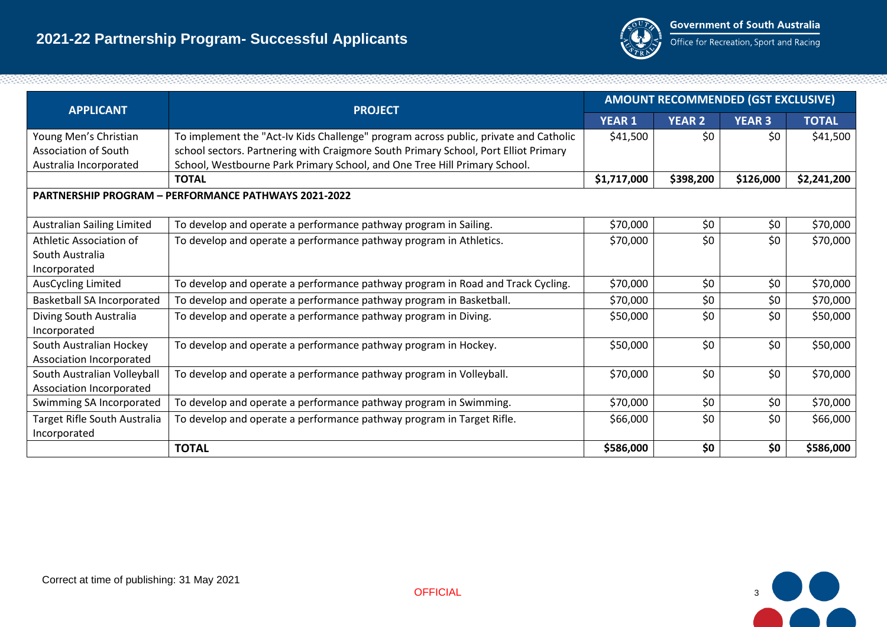# 2021-22 Partnership Program- Successful Applicants

Government of South Australia
Office for Recreation, Sport and Racing

| APPLICANT | PROJECT | AMOUNT RECOMMENDED (GST EXCLUSIVE) | | | |
|---|---|---|---|---|---|
| | | YEAR 1 | YEAR 2 | YEAR 3 | TOTAL |
| Young Men's Christian Association of South Australia Incorporated | To implement the "Act-Iv Kids Challenge" program across public, private and Catholic school sectors. Partnering with Craigmore South Primary School, Port Elliot Primary School, Westbourne Park Primary School, and One Tree Hill Primary School. | $41,500 | $0 | $0 | $41,500 |
| | **TOTAL** | **$1,717,000** | **$398,200** | **$126,000** | **$2,241,200** |
| **PARTNERSHIP PROGRAM – PERFORMANCE PATHWAYS 2021-2022** | | | | | |
| Australian Sailing Limited | To develop and operate a performance pathway program in Sailing. | $70,000 | $0 | $0 | $70,000 |
| Athletic Association of South Australia Incorporated | To develop and operate a performance pathway program in Athletics. | $70,000 | $0 | $0 | $70,000 |
| AusCycling Limited | To develop and operate a performance pathway program in Road and Track Cycling. | $70,000 | $0 | $0 | $70,000 |
| Basketball SA Incorporated | To develop and operate a performance pathway program in Basketball. | $70,000 | $0 | $0 | $70,000 |
| Diving South Australia Incorporated | To develop and operate a performance pathway program in Diving. | $50,000 | $0 | $0 | $50,000 |
| South Australian Hockey Association Incorporated | To develop and operate a performance pathway program in Hockey. | $50,000 | $0 | $0 | $50,000 |
| South Australian Volleyball Association Incorporated | To develop and operate a performance pathway program in Volleyball. | $70,000 | $0 | $0 | $70,000 |
| Swimming SA Incorporated | To develop and operate a performance pathway program in Swimming. | $70,000 | $0 | $0 | $70,000 |
| Target Rifle South Australia Incorporated | To develop and operate a performance pathway program in Target Rifle. | $66,000 | $0 | $0 | $66,000 |
| | **TOTAL** | **$586,000** | **$0** | **$0** | **$586,000** |

Correct at time of publishing: 31 May 2021

OFFICIAL